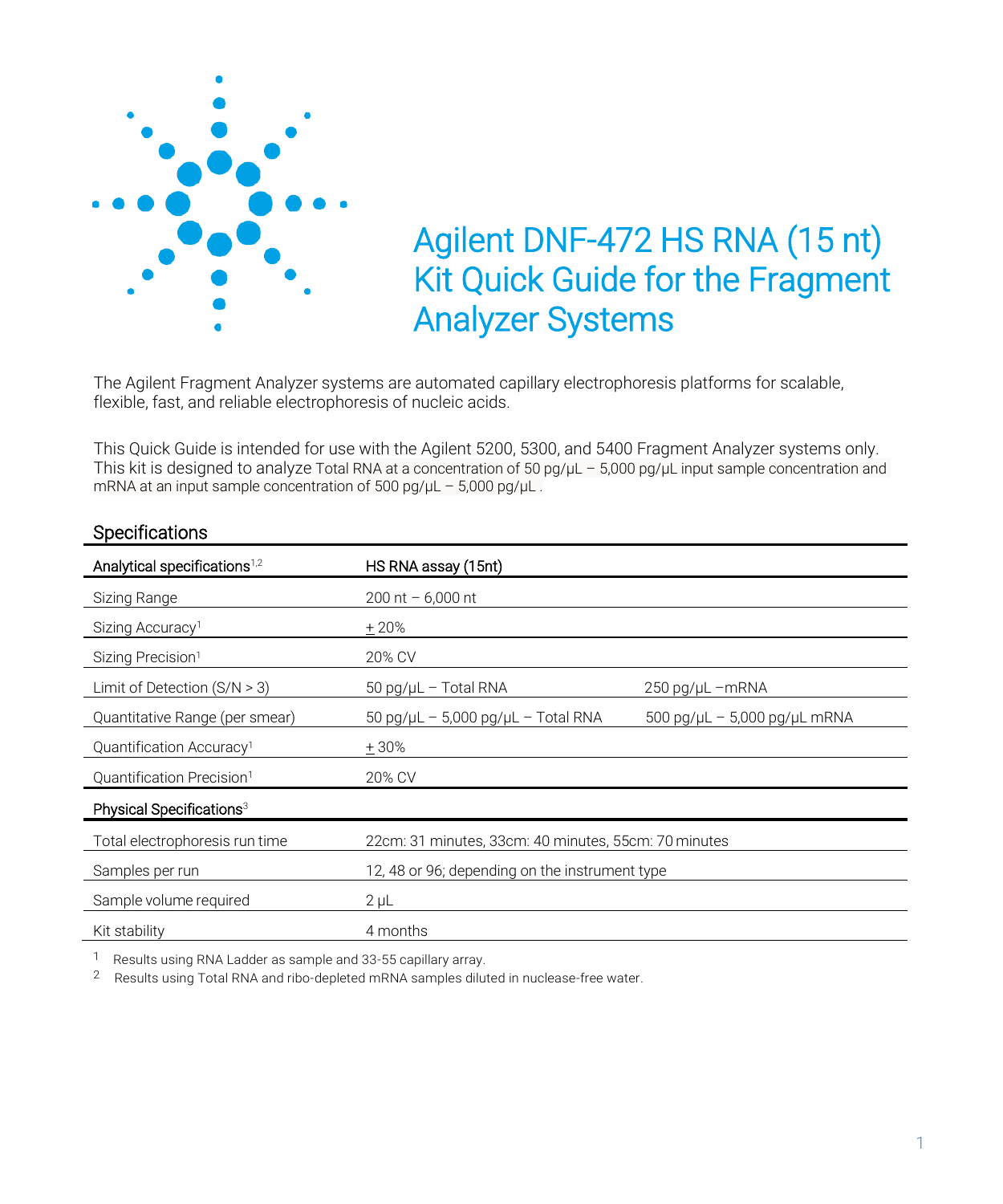# Agilent DNF-472 HS RNA (15 nt) Kit Quick Guide for the Fragment Analyzer Systems

The Agilent Fragment Analyzer systems are automated capillary electrophoresis platforms for scalable, flexible, fast, and reliable electrophoresis of nucleic acids.

This Quick Guide is intended for use with the Agilent 5200, 5300, and 5400 Fragment Analyzer systems only. This kit is designed to analyze Total RNA at a concentration of 50 pg/µL – 5,000 pg/µL input sample concentration and mRNA at an input sample concentration of 500 pg/µL – 5,000 pg/µL .

## Specifications

| Analytical specifications[1,2] | HS RNA assay (15nt) | |
|---|---|---|
| Sizing Range | 200 nt – 6,000 nt | |
| Sizing Accuracy[1] | ± 20% | |
| Sizing Precision[1] | 20% CV | |
| Limit of Detection (S/N > 3) | 50 pg/µL – Total RNA | 250 pg/µL –mRNA |
| Quantitative Range (per smear) | 50 pg/µL – 5,000 pg/µL – Total RNA | 500 pg/µL – 5,000 pg/µL mRNA |
| Quantification Accuracy[1] | ± 30% | |
| Quantification Precision[1] | 20% CV | |
| **Physical Specifications[3]** | | |
| Total electrophoresis run time | 22cm: 31 minutes, 33cm: 40 minutes, 55cm: 70 minutes | |
| Samples per run | 12, 48 or 96; depending on the instrument type | |
| Sample volume required | 2 µL | |
| Kit stability | 4 months | |

1 Results using RNA Ladder as sample and 33-55 capillary array.

2 Results using Total RNA and ribo-depleted mRNA samples diluted in nuclease-free water.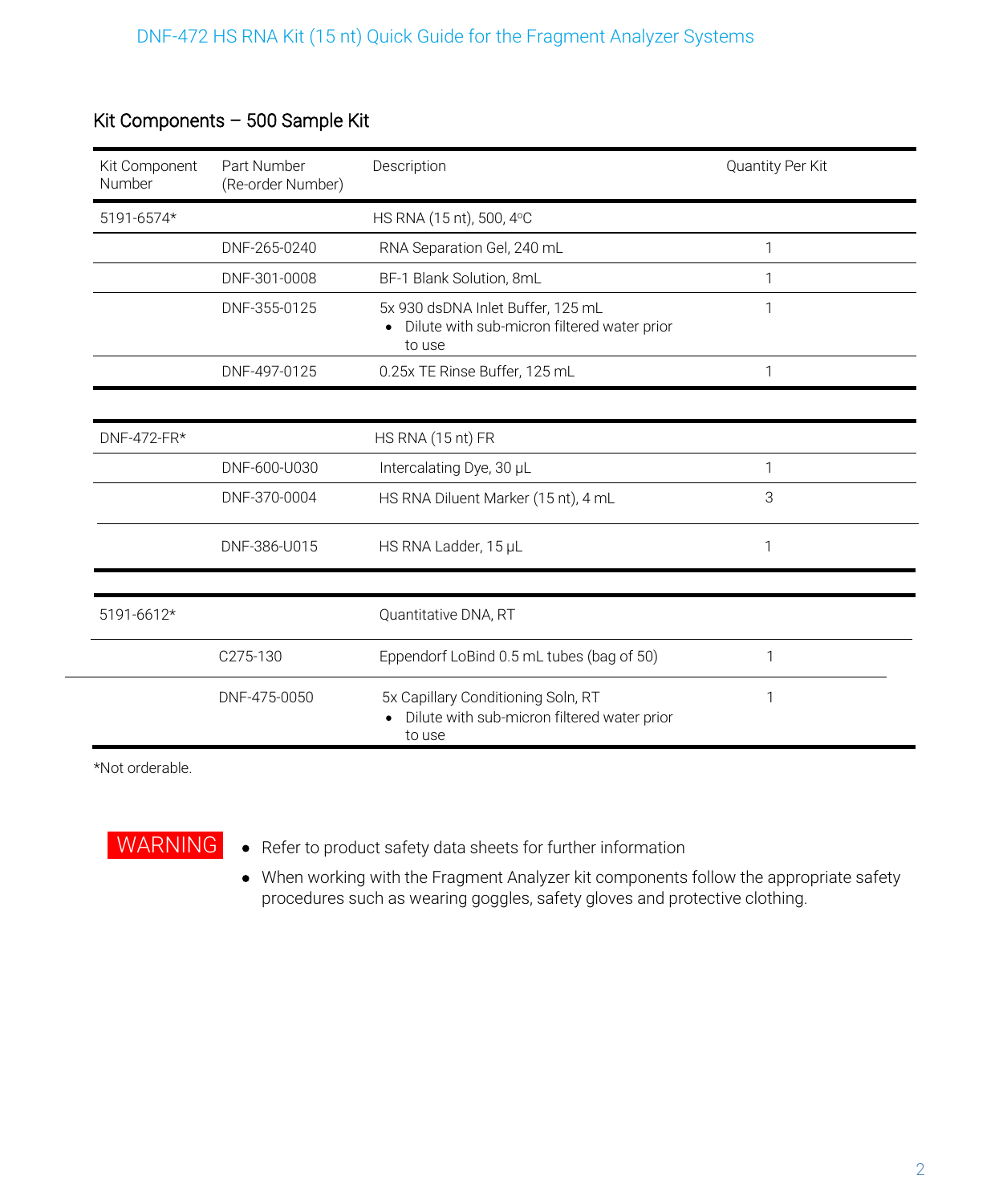## Kit Components – 500 Sample Kit

| Kit Component Number | Part Number (Re-order Number) | Description | Quantity Per Kit |
|---|---|---|---|
| 5191-6574* | | HS RNA (15 nt), 500, 4ºC | |
| | DNF-265-0240 | RNA Separation Gel, 240 mL | 1 |
| | DNF-301-0008 | BF-1 Blank Solution, 8mL | 1 |
| | DNF-355-0125 | 5x 930 dsDNA Inlet Buffer, 125 mL<br>• Dilute with sub-micron filtered water prior to use | 1 |
| | DNF-497-0125 | 0.25x TE Rinse Buffer, 125 mL | 1 |
| DNF-472-FR* | | HS RNA (15 nt) FR | |
| | DNF-600-U030 | Intercalating Dye, 30 µL | 1 |
| | DNF-370-0004 | HS RNA Diluent Marker (15 nt), 4 mL | 3 |
| | DNF-386-U015 | HS RNA Ladder, 15 µL | 1 |
| 5191-6612* | | Quantitative DNA, RT | |
| | C275-130 | Eppendorf LoBind 0.5 mL tubes (bag of 50) | 1 |
| | DNF-475-0050 | 5x Capillary Conditioning Soln, RT<br>• Dilute with sub-micron filtered water prior to use | 1 |

*Not orderable.

**WARNING**

- Refer to product safety data sheets for further information
- When working with the Fragment Analyzer kit components follow the appropriate safety procedures such as wearing goggles, safety gloves and protective clothing.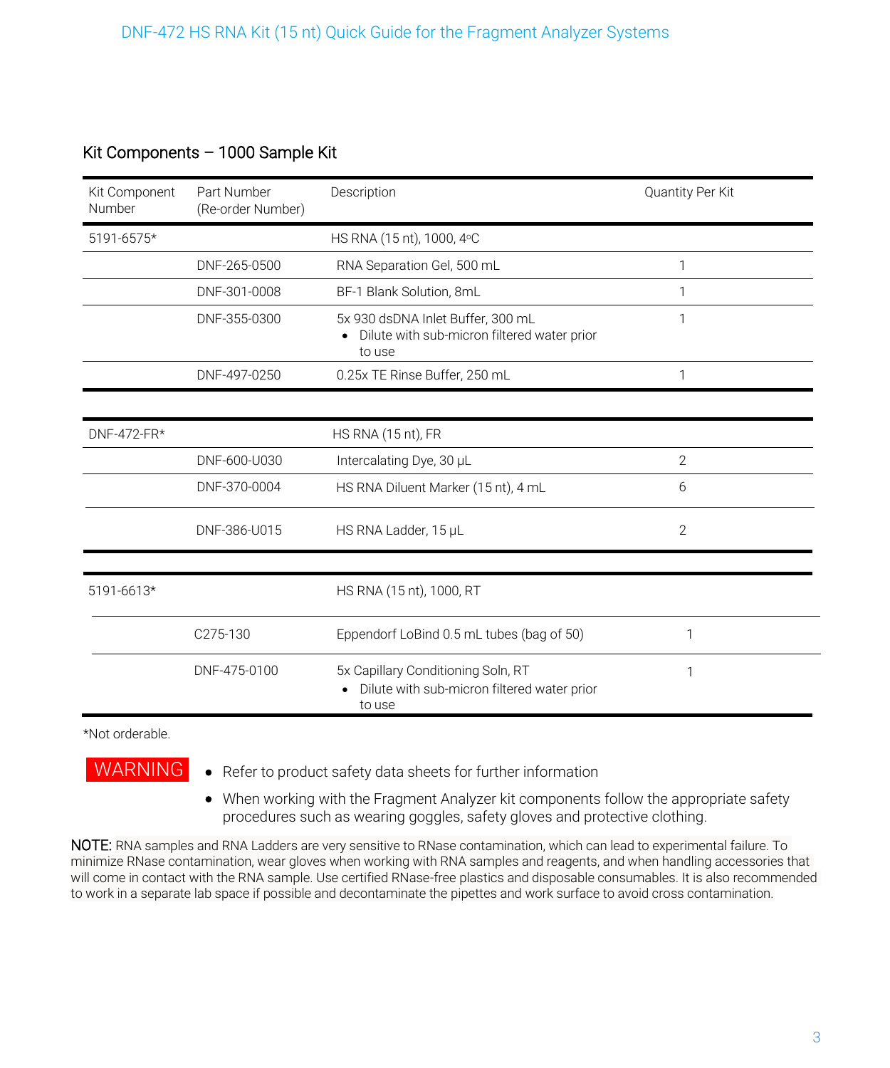## Kit Components – 1000 Sample Kit

| Kit Component Number | Part Number (Re-order Number) | Description | Quantity Per Kit |
|---|---|---|---|
| 5191-6575* | | HS RNA (15 nt), 1000, 4°C | |
| | DNF-265-0500 | RNA Separation Gel, 500 mL | 1 |
| | DNF-301-0008 | BF-1 Blank Solution, 8mL | 1 |
| | DNF-355-0300 | 5x 930 dsDNA Inlet Buffer, 300 mL<br>• Dilute with sub-micron filtered water prior to use | 1 |
| | DNF-497-0250 | 0.25x TE Rinse Buffer, 250 mL | 1 |
| DNF-472-FR* | | HS RNA (15 nt), FR | |
| | DNF-600-U030 | Intercalating Dye, 30 µL | 2 |
| | DNF-370-0004 | HS RNA Diluent Marker (15 nt), 4 mL | 6 |
| | DNF-386-U015 | HS RNA Ladder, 15 µL | 2 |
| 5191-6613* | | HS RNA (15 nt), 1000, RT | |
| | C275-130 | Eppendorf LoBind 0.5 mL tubes (bag of 50) | 1 |
| | DNF-475-0100 | 5x Capillary Conditioning Soln, RT<br>• Dilute with sub-micron filtered water prior to use | 1 |

*Not orderable.

**WARNING**

- Refer to product safety data sheets for further information
- When working with the Fragment Analyzer kit components follow the appropriate safety procedures such as wearing goggles, safety gloves and protective clothing.

**NOTE:** RNA samples and RNA Ladders are very sensitive to RNase contamination, which can lead to experimental failure. To minimize RNase contamination, wear gloves when working with RNA samples and reagents, and when handling accessories that will come in contact with the RNA sample. Use certified RNase-free plastics and disposable consumables. It is also recommended to work in a separate lab space if possible and decontaminate the pipettes and work surface to avoid cross contamination.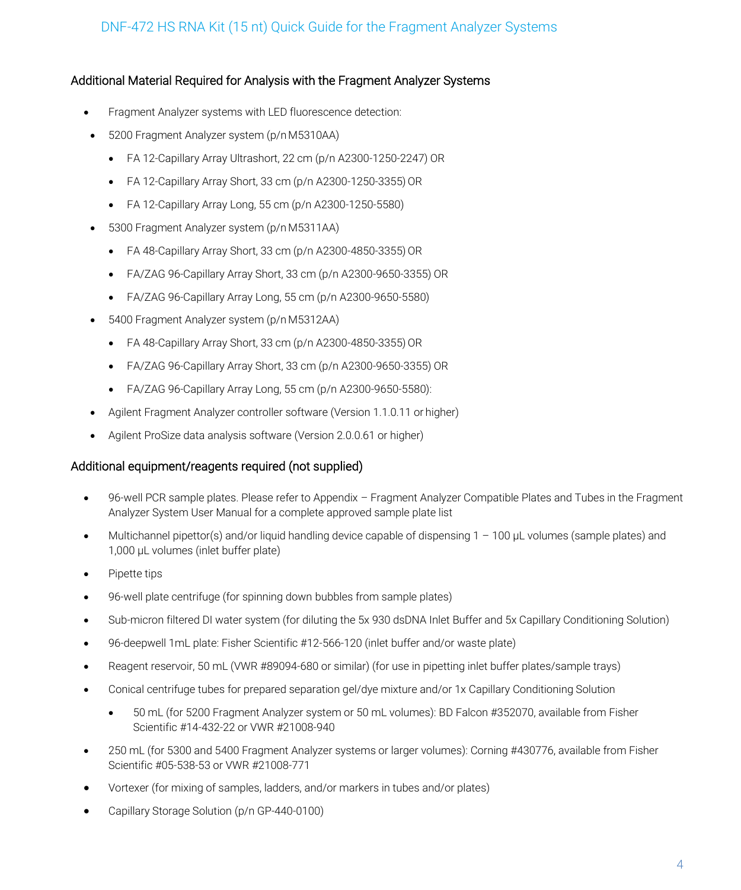## Additional Material Required for Analysis with the Fragment Analyzer Systems

- Fragment Analyzer systems with LED fluorescence detection:
- 5200 Fragment Analyzer system (p/n M5310AA)
  - FA 12-Capillary Array Ultrashort, 22 cm (p/n A2300-1250-2247) OR
  - FA 12-Capillary Array Short, 33 cm (p/n A2300-1250-3355) OR
  - FA 12-Capillary Array Long, 55 cm (p/n A2300-1250-5580)
- 5300 Fragment Analyzer system (p/n M5311AA)
  - FA 48-Capillary Array Short, 33 cm (p/n A2300-4850-3355) OR
  - FA/ZAG 96-Capillary Array Short, 33 cm (p/n A2300-9650-3355) OR
  - FA/ZAG 96-Capillary Array Long, 55 cm (p/n A2300-9650-5580)
- 5400 Fragment Analyzer system (p/n M5312AA)
  - FA 48-Capillary Array Short, 33 cm (p/n A2300-4850-3355) OR
  - FA/ZAG 96-Capillary Array Short, 33 cm (p/n A2300-9650-3355) OR
  - FA/ZAG 96-Capillary Array Long, 55 cm (p/n A2300-9650-5580):
- Agilent Fragment Analyzer controller software (Version 1.1.0.11 or higher)
- Agilent ProSize data analysis software (Version 2.0.0.61 or higher)

## Additional equipment/reagents required (not supplied)

- 96-well PCR sample plates. Please refer to Appendix – Fragment Analyzer Compatible Plates and Tubes in the Fragment Analyzer System User Manual for a complete approved sample plate list
- Multichannel pipettor(s) and/or liquid handling device capable of dispensing 1 – 100 µL volumes (sample plates) and 1,000 µL volumes (inlet buffer plate)
- Pipette tips
- 96-well plate centrifuge (for spinning down bubbles from sample plates)
- Sub-micron filtered DI water system (for diluting the 5x 930 dsDNA Inlet Buffer and 5x Capillary Conditioning Solution)
- 96-deepwell 1mL plate: Fisher Scientific #12-566-120 (inlet buffer and/or waste plate)
- Reagent reservoir, 50 mL (VWR #89094-680 or similar) (for use in pipetting inlet buffer plates/sample trays)
- Conical centrifuge tubes for prepared separation gel/dye mixture and/or 1x Capillary Conditioning Solution
  - 50 mL (for 5200 Fragment Analyzer system or 50 mL volumes): BD Falcon #352070, available from Fisher Scientific #14-432-22 or VWR #21008-940
- 250 mL (for 5300 and 5400 Fragment Analyzer systems or larger volumes): Corning #430776, available from Fisher Scientific #05-538-53 or VWR #21008-771
- Vortexer (for mixing of samples, ladders, and/or markers in tubes and/or plates)
- Capillary Storage Solution (p/n GP-440-0100)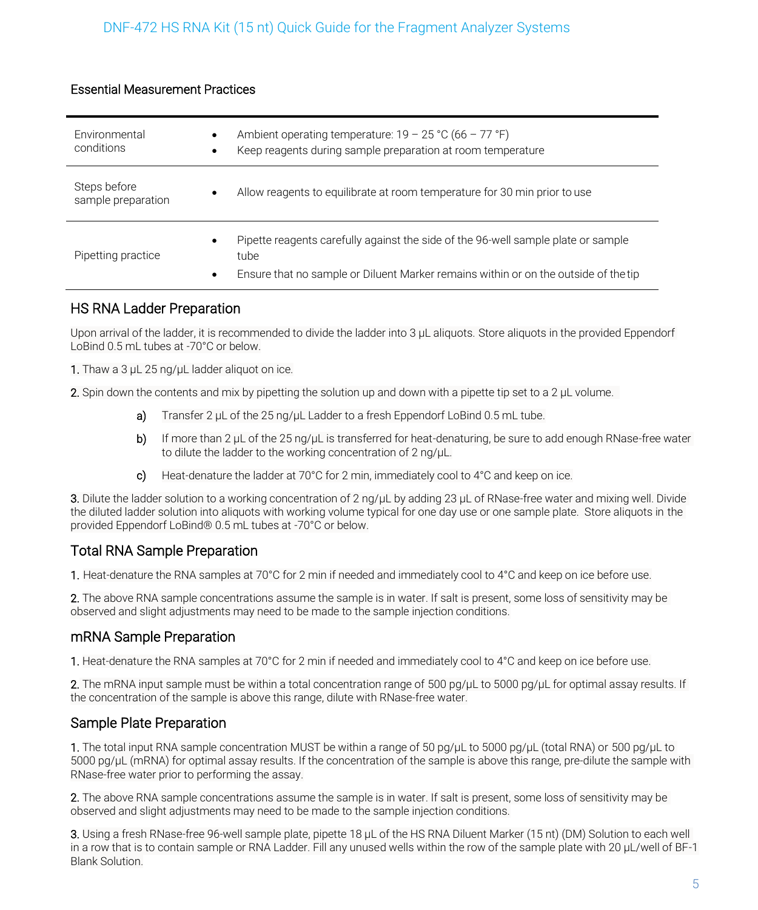## Essential Measurement Practices

| | |
|---|---|
| Environmental conditions | • Ambient operating temperature: 19 – 25 °C (66 – 77 °F)<br>• Keep reagents during sample preparation at room temperature |
| Steps before sample preparation | • Allow reagents to equilibrate at room temperature for 30 min prior to use |
| Pipetting practice | • Pipette reagents carefully against the side of the 96-well sample plate or sample tube<br>• Ensure that no sample or Diluent Marker remains within or on the outside of the tip |

## HS RNA Ladder Preparation

Upon arrival of the ladder, it is recommended to divide the ladder into 3 µL aliquots. Store aliquots in the provided Eppendorf LoBind 0.5 mL tubes at -70°C or below.

1. Thaw a 3 µL 25 ng/µL ladder aliquot on ice.
2. Spin down the contents and mix by pipetting the solution up and down with a pipette tip set to a 2 µL volume.
   a) Transfer 2 µL of the 25 ng/µL Ladder to a fresh Eppendorf LoBind 0.5 mL tube.
   b) If more than 2 µL of the 25 ng/µL is transferred for heat-denaturing, be sure to add enough RNase-free water to dilute the ladder to the working concentration of 2 ng/µL.
   c) Heat-denature the ladder at 70°C for 2 min, immediately cool to 4°C and keep on ice.
3. Dilute the ladder solution to a working concentration of 2 ng/µL by adding 23 µL of RNase-free water and mixing well. Divide the diluted ladder solution into aliquots with working volume typical for one day use or one sample plate. Store aliquots in the provided Eppendorf LoBind® 0.5 mL tubes at -70°C or below.

## Total RNA Sample Preparation

1. Heat-denature the RNA samples at 70°C for 2 min if needed and immediately cool to 4°C and keep on ice before use.
2. The above RNA sample concentrations assume the sample is in water. If salt is present, some loss of sensitivity may be observed and slight adjustments may need to be made to the sample injection conditions.

## mRNA Sample Preparation

1. Heat-denature the RNA samples at 70°C for 2 min if needed and immediately cool to 4°C and keep on ice before use.
2. The mRNA input sample must be within a total concentration range of 500 pg/µL to 5000 pg/µL for optimal assay results. If the concentration of the sample is above this range, dilute with RNase-free water.

## Sample Plate Preparation

1. The total input RNA sample concentration MUST be within a range of 50 pg/µL to 5000 pg/µL (total RNA) or 500 pg/µL to 5000 pg/µL (mRNA) for optimal assay results. If the concentration of the sample is above this range, pre-dilute the sample with RNase-free water prior to performing the assay.
2. The above RNA sample concentrations assume the sample is in water. If salt is present, some loss of sensitivity may be observed and slight adjustments may need to be made to the sample injection conditions.
3. Using a fresh RNase-free 96-well sample plate, pipette 18 µL of the HS RNA Diluent Marker (15 nt) (DM) Solution to each well in a row that is to contain sample or RNA Ladder. Fill any unused wells within the row of the sample plate with 20 µL/well of BF-1 Blank Solution.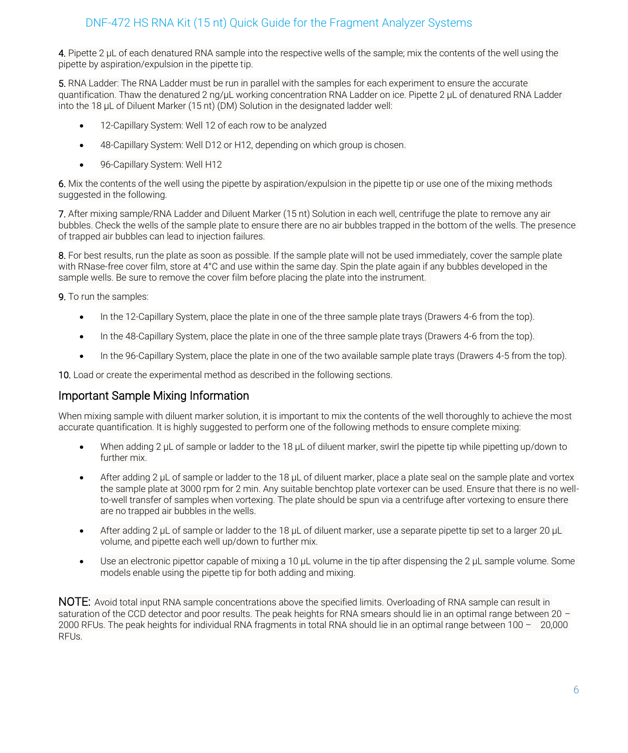**4.** Pipette 2 µL of each denatured RNA sample into the respective wells of the sample; mix the contents of the well using the pipette by aspiration/expulsion in the pipette tip.

**5.** RNA Ladder: The RNA Ladder must be run in parallel with the samples for each experiment to ensure the accurate quantification. Thaw the denatured 2 ng/µL working concentration RNA Ladder on ice. Pipette 2 µL of denatured RNA Ladder into the 18 µL of Diluent Marker (15 nt) (DM) Solution in the designated ladder well:

- 12-Capillary System: Well 12 of each row to be analyzed
- 48-Capillary System: Well D12 or H12, depending on which group is chosen.
- 96-Capillary System: Well H12

**6.** Mix the contents of the well using the pipette by aspiration/expulsion in the pipette tip or use one of the mixing methods suggested in the following.

**7.** After mixing sample/RNA Ladder and Diluent Marker (15 nt) Solution in each well, centrifuge the plate to remove any air bubbles. Check the wells of the sample plate to ensure there are no air bubbles trapped in the bottom of the wells. The presence of trapped air bubbles can lead to injection failures.

**8.** For best results, run the plate as soon as possible. If the sample plate will not be used immediately, cover the sample plate with RNase-free cover film, store at 4°C and use within the same day. Spin the plate again if any bubbles developed in the sample wells. Be sure to remove the cover film before placing the plate into the instrument.

**9.** To run the samples:

- In the 12-Capillary System, place the plate in one of the three sample plate trays (Drawers 4-6 from the top).
- In the 48-Capillary System, place the plate in one of the three sample plate trays (Drawers 4-6 from the top).
- In the 96-Capillary System, place the plate in one of the two available sample plate trays (Drawers 4-5 from the top).

**10.** Load or create the experimental method as described in the following sections.

## Important Sample Mixing Information

When mixing sample with diluent marker solution, it is important to mix the contents of the well thoroughly to achieve the most accurate quantification. It is highly suggested to perform one of the following methods to ensure complete mixing:

- When adding 2 µL of sample or ladder to the 18 µL of diluent marker, swirl the pipette tip while pipetting up/down to further mix.
- After adding 2 µL of sample or ladder to the 18 µL of diluent marker, place a plate seal on the sample plate and vortex the sample plate at 3000 rpm for 2 min. Any suitable benchtop plate vortexer can be used. Ensure that there is no well-to-well transfer of samples when vortexing. The plate should be spun via a centrifuge after vortexing to ensure there are no trapped air bubbles in the wells.
- After adding 2 µL of sample or ladder to the 18 µL of diluent marker, use a separate pipette tip set to a larger 20 µL volume, and pipette each well up/down to further mix.
- Use an electronic pipettor capable of mixing a 10 µL volume in the tip after dispensing the 2 µL sample volume. Some models enable using the pipette tip for both adding and mixing.

**NOTE:** Avoid total input RNA sample concentrations above the specified limits. Overloading of RNA sample can result in saturation of the CCD detector and poor results. The peak heights for RNA smears should lie in an optimal range between 20 – 2000 RFUs. The peak heights for individual RNA fragments in total RNA should lie in an optimal range between 100 – 20,000 RFUs.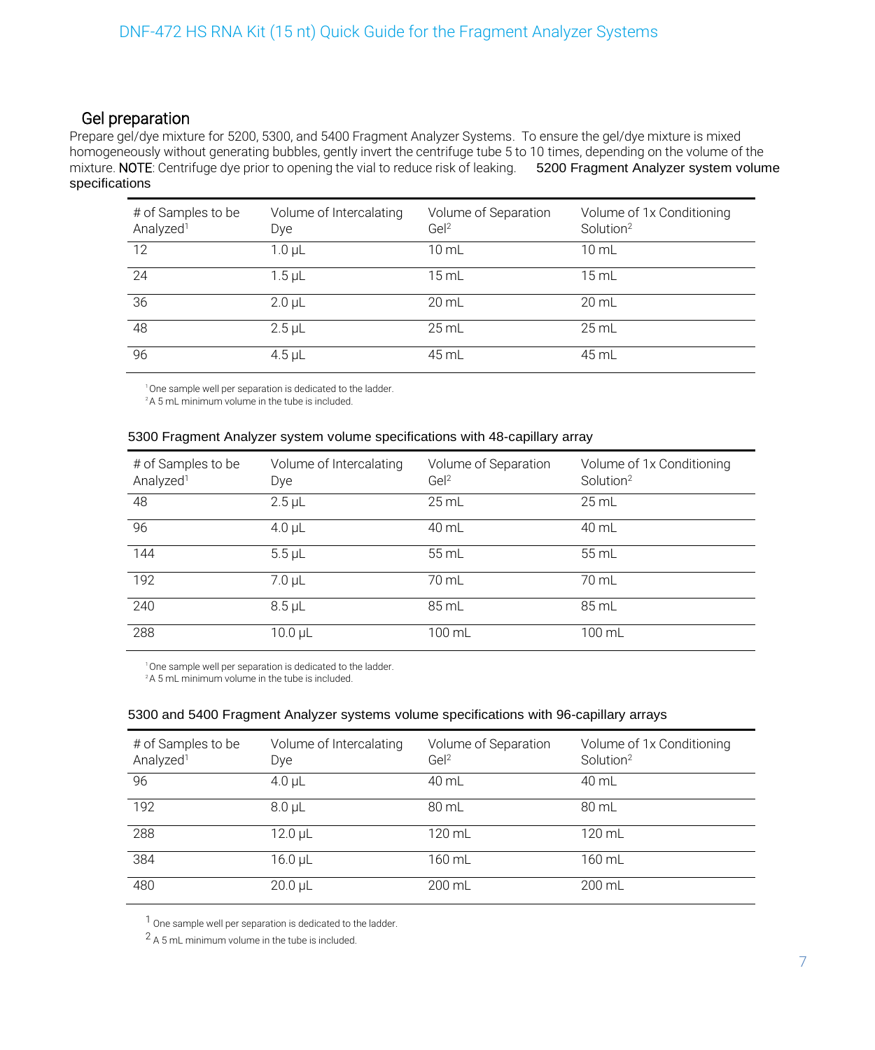## Gel preparation

Prepare gel/dye mixture for 5200, 5300, and 5400 Fragment Analyzer Systems. To ensure the gel/dye mixture is mixed homogeneously without generating bubbles, gently invert the centrifuge tube 5 to 10 times, depending on the volume of the mixture. **NOTE**: Centrifuge dye prior to opening the vial to reduce risk of leaking.

5200 Fragment Analyzer system volume specifications

| # of Samples to be Analyzed[1] | Volume of Intercalating Dye | Volume of Separation Gel[2] | Volume of 1x Conditioning Solution[2] |
|---|---|---|---|
| 12 | 1.0 µL | 10 mL | 10 mL |
| 24 | 1.5 µL | 15 mL | 15 mL |
| 36 | 2.0 µL | 20 mL | 20 mL |
| 48 | 2.5 µL | 25 mL | 25 mL |
| 96 | 4.5 µL | 45 mL | 45 mL |

[1] One sample well per separation is dedicated to the ladder.
[2] A 5 mL minimum volume in the tube is included.

5300 Fragment Analyzer system volume specifications with 48-capillary array

| # of Samples to be Analyzed[1] | Volume of Intercalating Dye | Volume of Separation Gel[2] | Volume of 1x Conditioning Solution[2] |
|---|---|---|---|
| 48 | 2.5 µL | 25 mL | 25 mL |
| 96 | 4.0 µL | 40 mL | 40 mL |
| 144 | 5.5 µL | 55 mL | 55 mL |
| 192 | 7.0 µL | 70 mL | 70 mL |
| 240 | 8.5 µL | 85 mL | 85 mL |
| 288 | 10.0 µL | 100 mL | 100 mL |

[1] One sample well per separation is dedicated to the ladder.
[2] A 5 mL minimum volume in the tube is included.

5300 and 5400 Fragment Analyzer systems volume specifications with 96-capillary arrays

| # of Samples to be Analyzed[1] | Volume of Intercalating Dye | Volume of Separation Gel[2] | Volume of 1x Conditioning Solution[2] |
|---|---|---|---|
| 96 | 4.0 µL | 40 mL | 40 mL |
| 192 | 8.0 µL | 80 mL | 80 mL |
| 288 | 12.0 µL | 120 mL | 120 mL |
| 384 | 16.0 µL | 160 mL | 160 mL |
| 480 | 20.0 µL | 200 mL | 200 mL |

[1] One sample well per separation is dedicated to the ladder.
[2] A 5 mL minimum volume in the tube is included.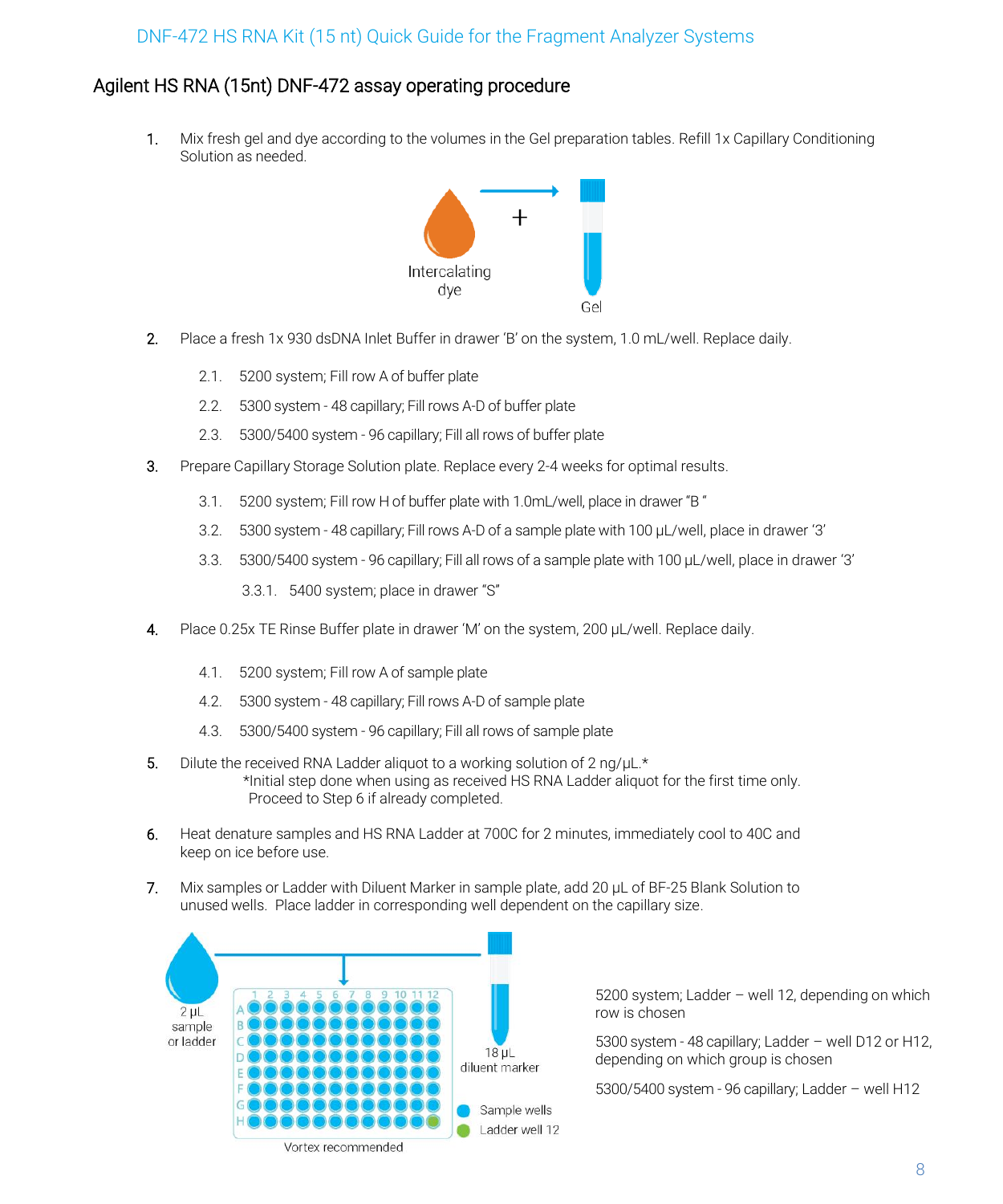## Agilent HS RNA (15nt) DNF-472 assay operating procedure

1. Mix fresh gel and dye according to the volumes in the Gel preparation tables. Refill 1x Capillary Conditioning Solution as needed.

   Intercalating dye + Gel

2. Place a fresh 1x 930 dsDNA Inlet Buffer in drawer 'B' on the system, 1.0 mL/well. Replace daily.

   2.1. 5200 system; Fill row A of buffer plate

   2.2. 5300 system - 48 capillary; Fill rows A-D of buffer plate

   2.3. 5300/5400 system - 96 capillary; Fill all rows of buffer plate

3. Prepare Capillary Storage Solution plate. Replace every 2-4 weeks for optimal results.

   3.1. 5200 system; Fill row H of buffer plate with 1.0mL/well, place in drawer "B "

   3.2. 5300 system - 48 capillary; Fill rows A-D of a sample plate with 100 µL/well, place in drawer '3'

   3.3. 5300/5400 system - 96 capillary; Fill all rows of a sample plate with 100 µL/well, place in drawer '3'

      3.3.1. 5400 system; place in drawer "S"

4. Place 0.25x TE Rinse Buffer plate in drawer 'M' on the system, 200 µL/well. Replace daily.

   4.1. 5200 system; Fill row A of sample plate

   4.2. 5300 system - 48 capillary; Fill rows A-D of sample plate

   4.3. 5300/5400 system - 96 capillary; Fill all rows of sample plate

5. Dilute the received RNA Ladder aliquot to a working solution of 2 ng/µL.*
   *Initial step done when using as received HS RNA Ladder aliquot for the first time only. Proceed to Step 6 if already completed.

6. Heat denature samples and HS RNA Ladder at 700C for 2 minutes, immediately cool to 40C and keep on ice before use.

7. Mix samples or Ladder with Diluent Marker in sample plate, add 20 µL of BF-25 Blank Solution to unused wells. Place ladder in corresponding well dependent on the capillary size.

   2 µL sample or ladder · 18 µL diluent marker · Sample wells · Ladder well 12 · Vortex recommended

   5200 system; Ladder – well 12, depending on which row is chosen

   5300 system - 48 capillary; Ladder – well D12 or H12, depending on which group is chosen

   5300/5400 system - 96 capillary; Ladder – well H12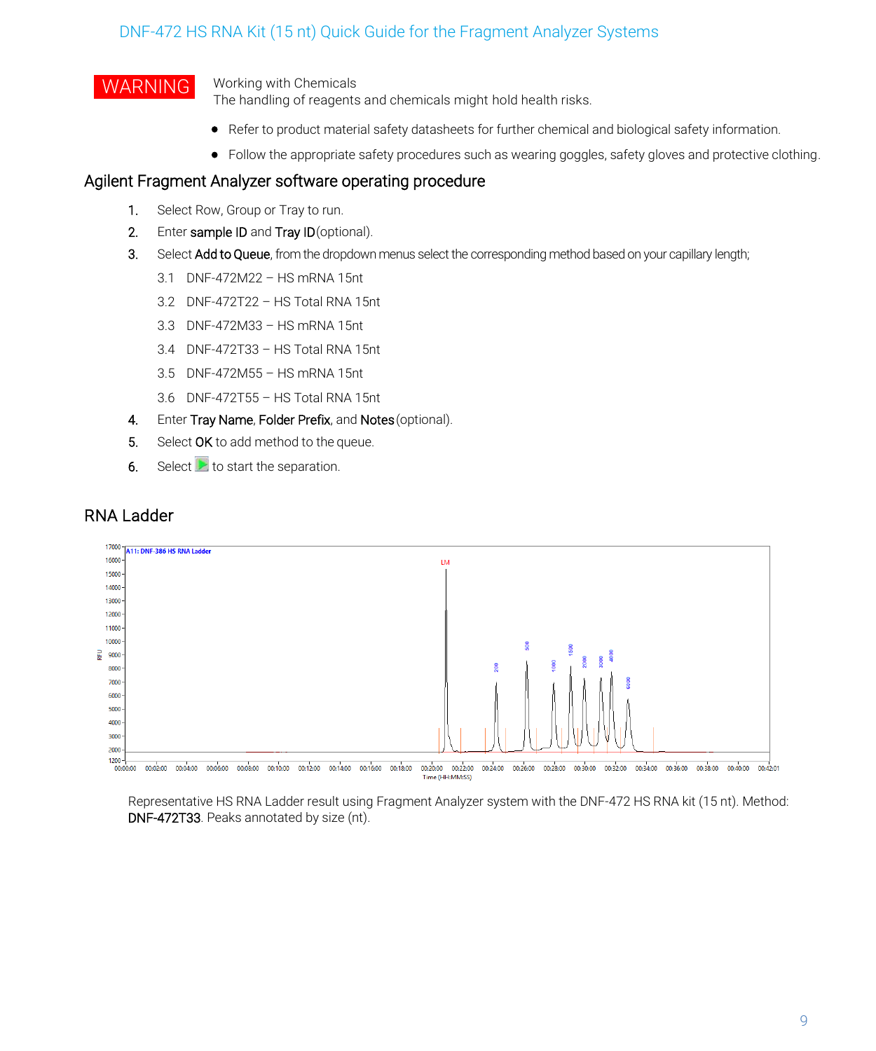WARNING

Working with Chemicals
The handling of reagents and chemicals might hold health risks.

- Refer to product material safety datasheets for further chemical and biological safety information.
- Follow the appropriate safety procedures such as wearing goggles, safety gloves and protective clothing.

## Agilent Fragment Analyzer software operating procedure

1. Select Row, Group or Tray to run.
2. Enter **sample ID** and **Tray ID** (optional).
3. Select **Add to Queue**, from the dropdown menus select the corresponding method based on your capillary length;
   - 3.1 DNF-472M22 – HS mRNA 15nt
   - 3.2 DNF-472T22 – HS Total RNA 15nt
   - 3.3 DNF-472M33 – HS mRNA 15nt
   - 3.4 DNF-472T33 – HS Total RNA 15nt
   - 3.5 DNF-472M55 – HS mRNA 15nt
   - 3.6 DNF-472T55 – HS Total RNA 15nt
4. Enter **Tray Name**, **Folder Prefix**, and **Notes** (optional).
5. Select **OK** to add method to the queue.
6. Select ▶ to start the separation.

## RNA Ladder

Representative HS RNA Ladder result using Fragment Analyzer system with the DNF-472 HS RNA kit (15 nt). Method: **DNF-472T33**. Peaks annotated by size (nt).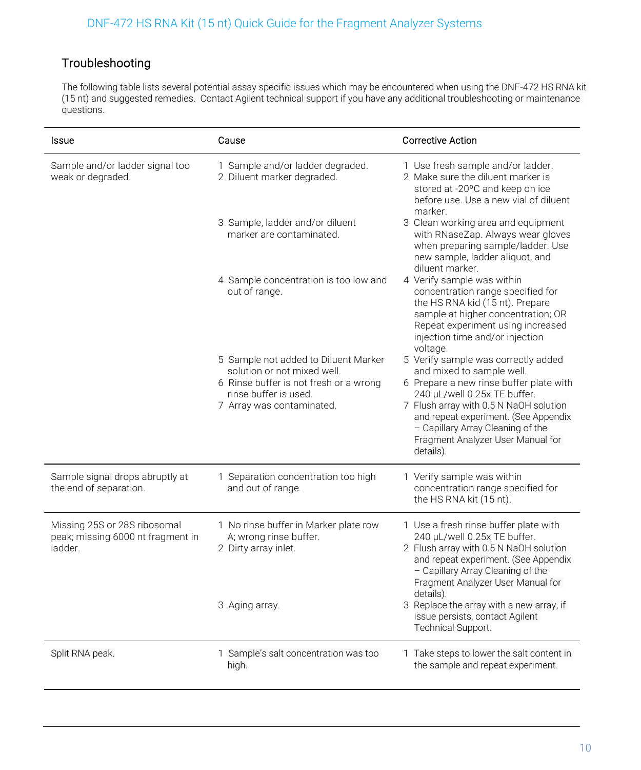## Troubleshooting

The following table lists several potential assay specific issues which may be encountered when using the DNF-472 HS RNA kit (15 nt) and suggested remedies. Contact Agilent technical support if you have any additional troubleshooting or maintenance questions.

| Issue | Cause | Corrective Action |
|---|---|---|
| Sample and/or ladder signal too weak or degraded. | 1 Sample and/or ladder degraded.<br>2 Diluent marker degraded.<br>3 Sample, ladder and/or diluent marker are contaminated.<br>4 Sample concentration is too low and out of range.<br>5 Sample not added to Diluent Marker solution or not mixed well.<br>6 Rinse buffer is not fresh or a wrong rinse buffer is used.<br>7 Array was contaminated. | 1 Use fresh sample and/or ladder.<br>2 Make sure the diluent marker is stored at -20ºC and keep on ice before use. Use a new vial of diluent marker.<br>3 Clean working area and equipment with RNaseZap. Always wear gloves when preparing sample/ladder. Use new sample, ladder aliquot, and diluent marker.<br>4 Verify sample was within concentration range specified for the HS RNA kid (15 nt). Prepare sample at higher concentration; OR Repeat experiment using increased injection time and/or injection voltage.<br>5 Verify sample was correctly added and mixed to sample well.<br>6 Prepare a new rinse buffer plate with 240 µL/well 0.25x TE buffer.<br>7 Flush array with 0.5 N NaOH solution and repeat experiment. (See Appendix – Capillary Array Cleaning of the Fragment Analyzer User Manual for details). |
| Sample signal drops abruptly at the end of separation. | 1 Separation concentration too high and out of range. | 1 Verify sample was within concentration range specified for the HS RNA kit (15 nt). |
| Missing 25S or 28S ribosomal peak; missing 6000 nt fragment in ladder. | 1 No rinse buffer in Marker plate row A; wrong rinse buffer.<br>2 Dirty array inlet.<br>3 Aging array. | 1 Use a fresh rinse buffer plate with 240 µL/well 0.25x TE buffer.<br>2 Flush array with 0.5 N NaOH solution and repeat experiment. (See Appendix – Capillary Array Cleaning of the Fragment Analyzer User Manual for details).<br>3 Replace the array with a new array, if issue persists, contact Agilent Technical Support. |
| Split RNA peak. | 1 Sample's salt concentration was too high. | 1 Take steps to lower the salt content in the sample and repeat experiment. |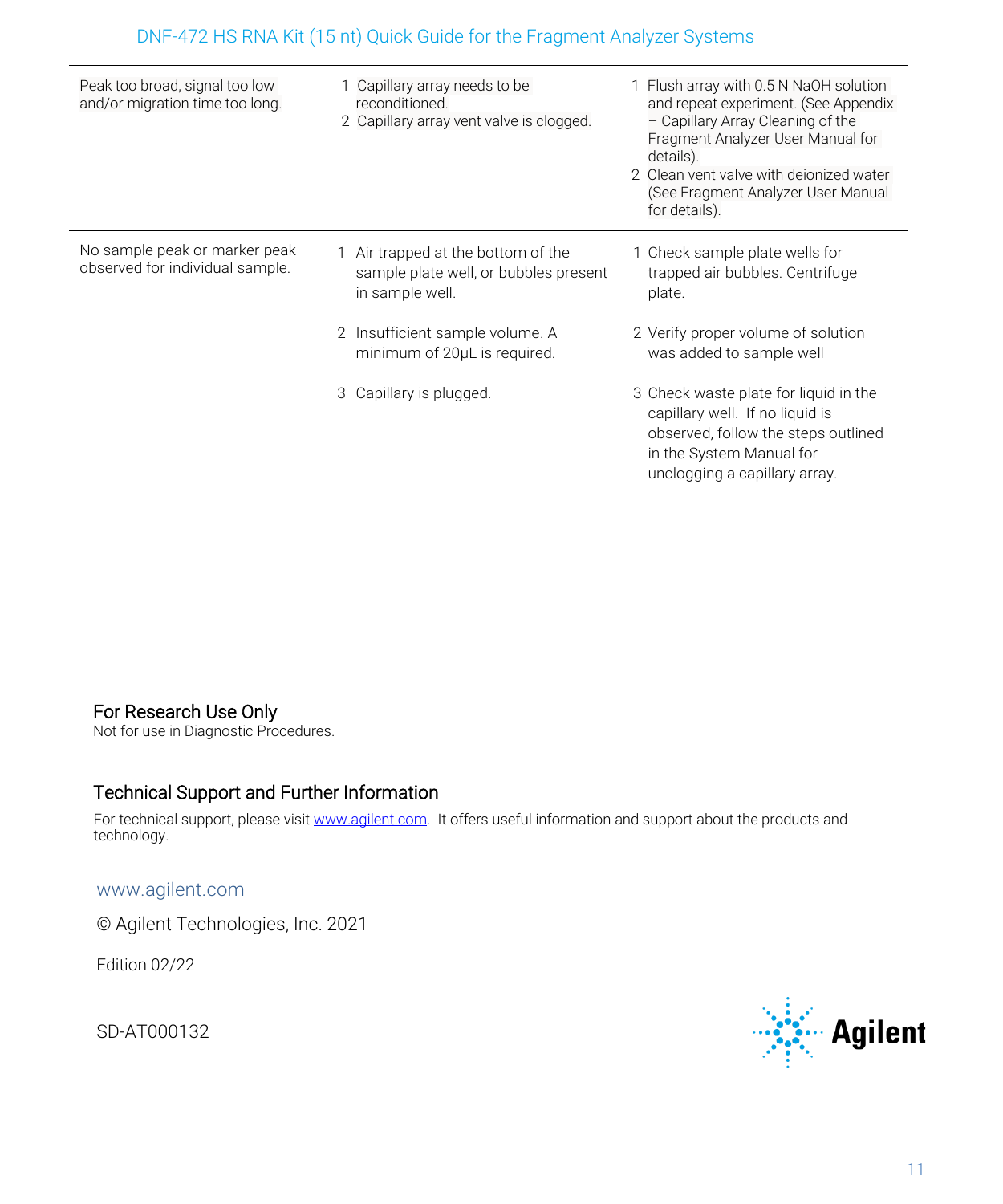| | | |
|---|---|---|
| Peak too broad, signal too low and/or migration time too long. | 1 Capillary array needs to be reconditioned.<br>2 Capillary array vent valve is clogged. | 1 Flush array with 0.5 N NaOH solution and repeat experiment. (See Appendix – Capillary Array Cleaning of the Fragment Analyzer User Manual for details).<br>2 Clean vent valve with deionized water (See Fragment Analyzer User Manual for details). |
| No sample peak or marker peak observed for individual sample. | 1 Air trapped at the bottom of the sample plate well, or bubbles present in sample well.<br>2 Insufficient sample volume. A minimum of 20µL is required.<br>3 Capillary is plugged. | 1 Check sample plate wells for trapped air bubbles. Centrifuge plate.<br>2 Verify proper volume of solution was added to sample well<br>3 Check waste plate for liquid in the capillary well. If no liquid is observed, follow the steps outlined in the System Manual for unclogging a capillary array. |

## For Research Use Only

Not for use in Diagnostic Procedures.

## Technical Support and Further Information

For technical support, please visit www.agilent.com. It offers useful information and support about the products and technology.

www.agilent.com

© Agilent Technologies, Inc. 2021

Edition 02/22

SD-AT000132

Agilent